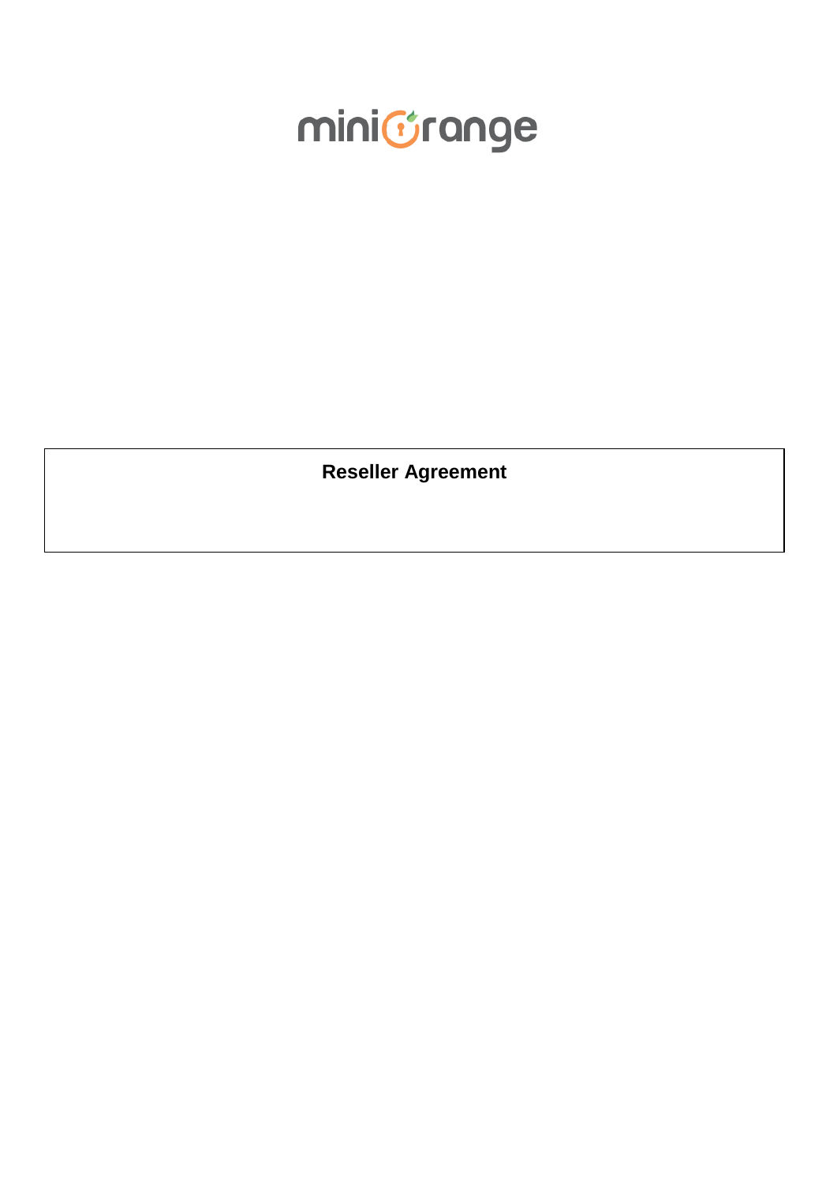miniOrange

# Reseller Agreement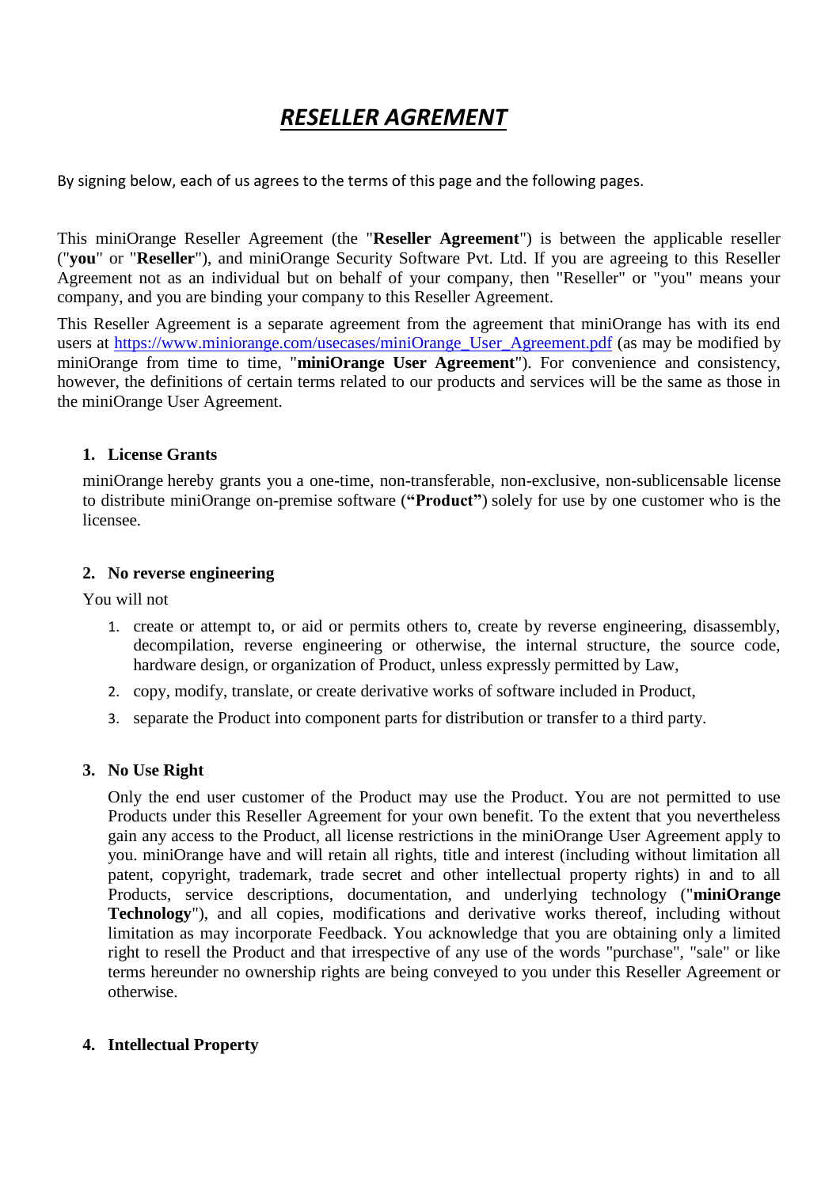# *RESELLER AGREMENT*

By signing below, each of us agrees to the terms of this page and the following pages.

This miniOrange Reseller Agreement (the "**Reseller Agreement**") is between the applicable reseller ("**you**" or "**Reseller**"), and miniOrange Security Software Pvt. Ltd. If you are agreeing to this Reseller Agreement not as an individual but on behalf of your company, then "Reseller" or "you" means your company, and you are binding your company to this Reseller Agreement.

This Reseller Agreement is a separate agreement from the agreement that miniOrange has with its end users at [https://www.miniorange.com/usecases/miniOrange_User_Agreement.pdf](https://www.miniorange.com/usecases/miniOrange_User_Agreement.pdf) (as may be modified by miniOrange from time to time, "**miniOrange User Agreement**"). For convenience and consistency, however, the definitions of certain terms related to our products and services will be the same as those in the miniOrange User Agreement.

## 1. License Grants

miniOrange hereby grants you a one-time, non-transferable, non-exclusive, non-sublicensable license to distribute miniOrange on-premise software (**"Product"**) solely for use by one customer who is the licensee.

## 2. No reverse engineering

You will not

1. create or attempt to, or aid or permits others to, create by reverse engineering, disassembly, decompilation, reverse engineering or otherwise, the internal structure, the source code, hardware design, or organization of Product, unless expressly permitted by Law,
2. copy, modify, translate, or create derivative works of software included in Product,
3. separate the Product into component parts for distribution or transfer to a third party.

## 3. No Use Right

Only the end user customer of the Product may use the Product. You are not permitted to use Products under this Reseller Agreement for your own benefit. To the extent that you nevertheless gain any access to the Product, all license restrictions in the miniOrange User Agreement apply to you. miniOrange have and will retain all rights, title and interest (including without limitation all patent, copyright, trademark, trade secret and other intellectual property rights) in and to all Products, service descriptions, documentation, and underlying technology ("**miniOrange Technology**"), and all copies, modifications and derivative works thereof, including without limitation as may incorporate Feedback. You acknowledge that you are obtaining only a limited right to resell the Product and that irrespective of any use of the words "purchase", "sale" or like terms hereunder no ownership rights are being conveyed to you under this Reseller Agreement or otherwise.

## 4. Intellectual Property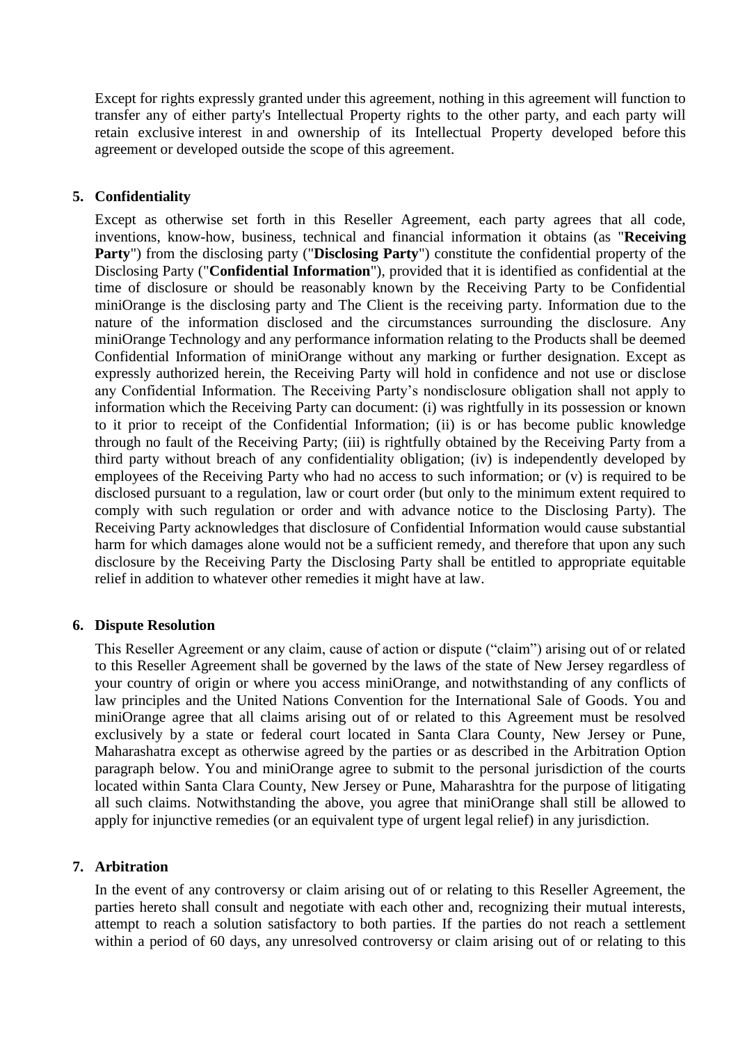Except for rights expressly granted under this agreement, nothing in this agreement will function to transfer any of either party's Intellectual Property rights to the other party, and each party will retain exclusive interest in and ownership of its Intellectual Property developed before this agreement or developed outside the scope of this agreement.

## 5. Confidentiality

Except as otherwise set forth in this Reseller Agreement, each party agrees that all code, inventions, know-how, business, technical and financial information it obtains (as "**Receiving Party**") from the disclosing party ("**Disclosing Party**") constitute the confidential property of the Disclosing Party ("**Confidential Information**"), provided that it is identified as confidential at the time of disclosure or should be reasonably known by the Receiving Party to be Confidential miniOrange is the disclosing party and The Client is the receiving party. Information due to the nature of the information disclosed and the circumstances surrounding the disclosure. Any miniOrange Technology and any performance information relating to the Products shall be deemed Confidential Information of miniOrange without any marking or further designation. Except as expressly authorized herein, the Receiving Party will hold in confidence and not use or disclose any Confidential Information. The Receiving Party's nondisclosure obligation shall not apply to information which the Receiving Party can document: (i) was rightfully in its possession or known to it prior to receipt of the Confidential Information; (ii) is or has become public knowledge through no fault of the Receiving Party; (iii) is rightfully obtained by the Receiving Party from a third party without breach of any confidentiality obligation; (iv) is independently developed by employees of the Receiving Party who had no access to such information; or (v) is required to be disclosed pursuant to a regulation, law or court order (but only to the minimum extent required to comply with such regulation or order and with advance notice to the Disclosing Party). The Receiving Party acknowledges that disclosure of Confidential Information would cause substantial harm for which damages alone would not be a sufficient remedy, and therefore that upon any such disclosure by the Receiving Party the Disclosing Party shall be entitled to appropriate equitable relief in addition to whatever other remedies it might have at law.

## 6. Dispute Resolution

This Reseller Agreement or any claim, cause of action or dispute ("claim") arising out of or related to this Reseller Agreement shall be governed by the laws of the state of New Jersey regardless of your country of origin or where you access miniOrange, and notwithstanding of any conflicts of law principles and the United Nations Convention for the International Sale of Goods. You and miniOrange agree that all claims arising out of or related to this Agreement must be resolved exclusively by a state or federal court located in Santa Clara County, New Jersey or Pune, Maharashatra except as otherwise agreed by the parties or as described in the Arbitration Option paragraph below. You and miniOrange agree to submit to the personal jurisdiction of the courts located within Santa Clara County, New Jersey or Pune, Maharashtra for the purpose of litigating all such claims. Notwithstanding the above, you agree that miniOrange shall still be allowed to apply for injunctive remedies (or an equivalent type of urgent legal relief) in any jurisdiction.

## 7. Arbitration

In the event of any controversy or claim arising out of or relating to this Reseller Agreement, the parties hereto shall consult and negotiate with each other and, recognizing their mutual interests, attempt to reach a solution satisfactory to both parties. If the parties do not reach a settlement within a period of 60 days, any unresolved controversy or claim arising out of or relating to this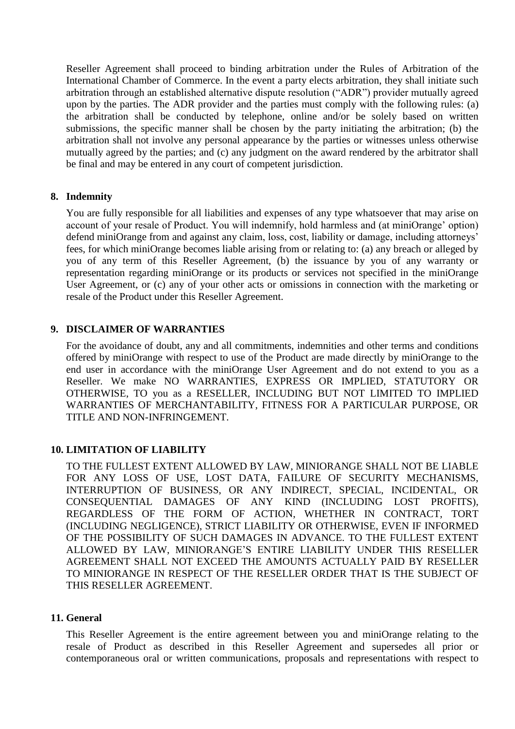Reseller Agreement shall proceed to binding arbitration under the Rules of Arbitration of the International Chamber of Commerce. In the event a party elects arbitration, they shall initiate such arbitration through an established alternative dispute resolution ("ADR") provider mutually agreed upon by the parties. The ADR provider and the parties must comply with the following rules: (a) the arbitration shall be conducted by telephone, online and/or be solely based on written submissions, the specific manner shall be chosen by the party initiating the arbitration; (b) the arbitration shall not involve any personal appearance by the parties or witnesses unless otherwise mutually agreed by the parties; and (c) any judgment on the award rendered by the arbitrator shall be final and may be entered in any court of competent jurisdiction.

## 8. Indemnity

You are fully responsible for all liabilities and expenses of any type whatsoever that may arise on account of your resale of Product. You will indemnify, hold harmless and (at miniOrange' option) defend miniOrange from and against any claim, loss, cost, liability or damage, including attorneys' fees, for which miniOrange becomes liable arising from or relating to: (a) any breach or alleged by you of any term of this Reseller Agreement, (b) the issuance by you of any warranty or representation regarding miniOrange or its products or services not specified in the miniOrange User Agreement, or (c) any of your other acts or omissions in connection with the marketing or resale of the Product under this Reseller Agreement.

## 9. DISCLAIMER OF WARRANTIES

For the avoidance of doubt, any and all commitments, indemnities and other terms and conditions offered by miniOrange with respect to use of the Product are made directly by miniOrange to the end user in accordance with the miniOrange User Agreement and do not extend to you as a Reseller. We make NO WARRANTIES, EXPRESS OR IMPLIED, STATUTORY OR OTHERWISE, TO you as a RESELLER, INCLUDING BUT NOT LIMITED TO IMPLIED WARRANTIES OF MERCHANTABILITY, FITNESS FOR A PARTICULAR PURPOSE, OR TITLE AND NON-INFRINGEMENT.

## 10. LIMITATION OF LIABILITY

TO THE FULLEST EXTENT ALLOWED BY LAW, MINIORANGE SHALL NOT BE LIABLE FOR ANY LOSS OF USE, LOST DATA, FAILURE OF SECURITY MECHANISMS, INTERRUPTION OF BUSINESS, OR ANY INDIRECT, SPECIAL, INCIDENTAL, OR CONSEQUENTIAL DAMAGES OF ANY KIND (INCLUDING LOST PROFITS), REGARDLESS OF THE FORM OF ACTION, WHETHER IN CONTRACT, TORT (INCLUDING NEGLIGENCE), STRICT LIABILITY OR OTHERWISE, EVEN IF INFORMED OF THE POSSIBILITY OF SUCH DAMAGES IN ADVANCE. TO THE FULLEST EXTENT ALLOWED BY LAW, MINIORANGE'S ENTIRE LIABILITY UNDER THIS RESELLER AGREEMENT SHALL NOT EXCEED THE AMOUNTS ACTUALLY PAID BY RESELLER TO MINIORANGE IN RESPECT OF THE RESELLER ORDER THAT IS THE SUBJECT OF THIS RESELLER AGREEMENT.

## 11. General

This Reseller Agreement is the entire agreement between you and miniOrange relating to the resale of Product as described in this Reseller Agreement and supersedes all prior or contemporaneous oral or written communications, proposals and representations with respect to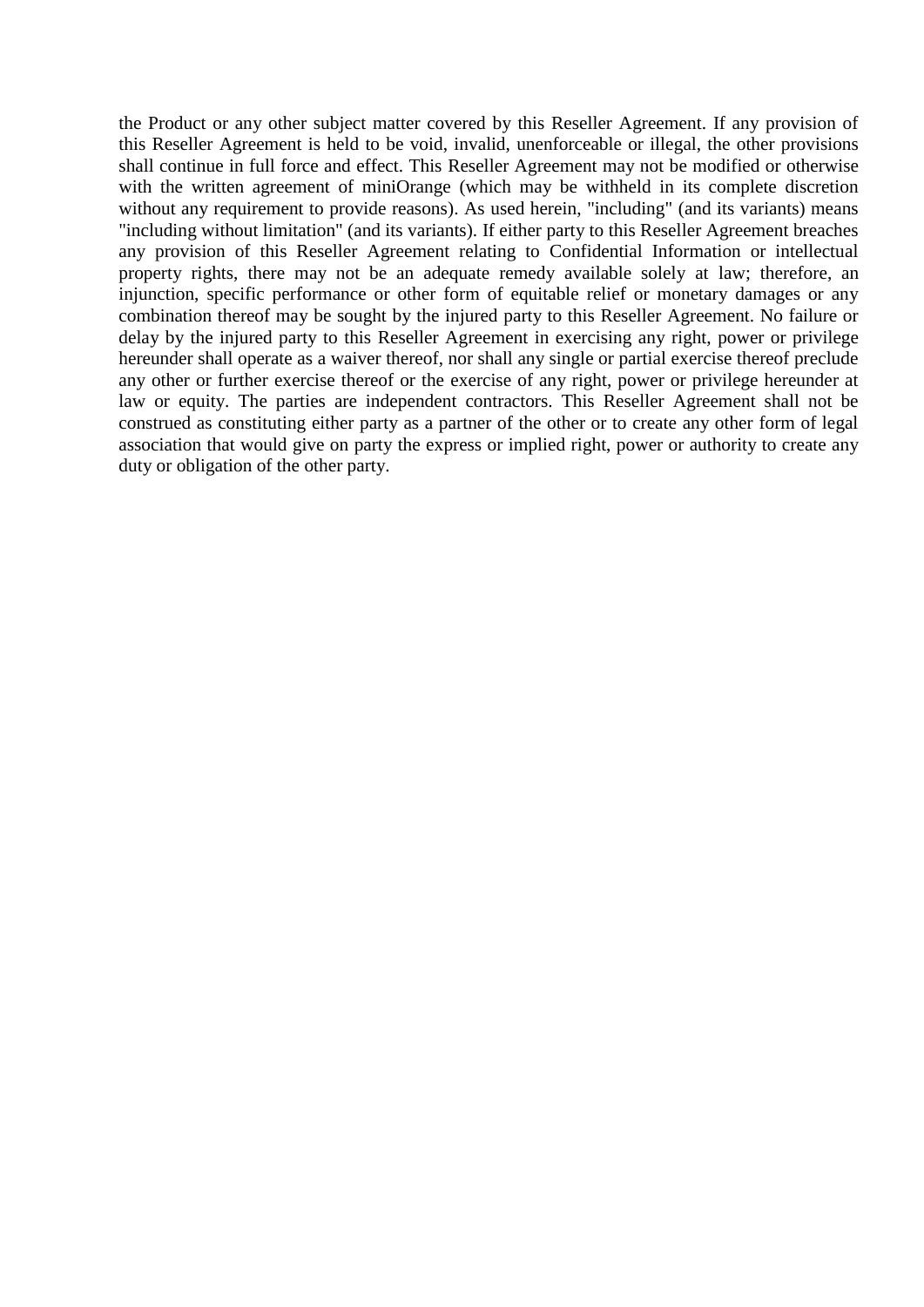the Product or any other subject matter covered by this Reseller Agreement. If any provision of this Reseller Agreement is held to be void, invalid, unenforceable or illegal, the other provisions shall continue in full force and effect. This Reseller Agreement may not be modified or otherwise with the written agreement of miniOrange (which may be withheld in its complete discretion without any requirement to provide reasons). As used herein, "including" (and its variants) means "including without limitation" (and its variants). If either party to this Reseller Agreement breaches any provision of this Reseller Agreement relating to Confidential Information or intellectual property rights, there may not be an adequate remedy available solely at law; therefore, an injunction, specific performance or other form of equitable relief or monetary damages or any combination thereof may be sought by the injured party to this Reseller Agreement. No failure or delay by the injured party to this Reseller Agreement in exercising any right, power or privilege hereunder shall operate as a waiver thereof, nor shall any single or partial exercise thereof preclude any other or further exercise thereof or the exercise of any right, power or privilege hereunder at law or equity. The parties are independent contractors. This Reseller Agreement shall not be construed as constituting either party as a partner of the other or to create any other form of legal association that would give on party the express or implied right, power or authority to create any duty or obligation of the other party.